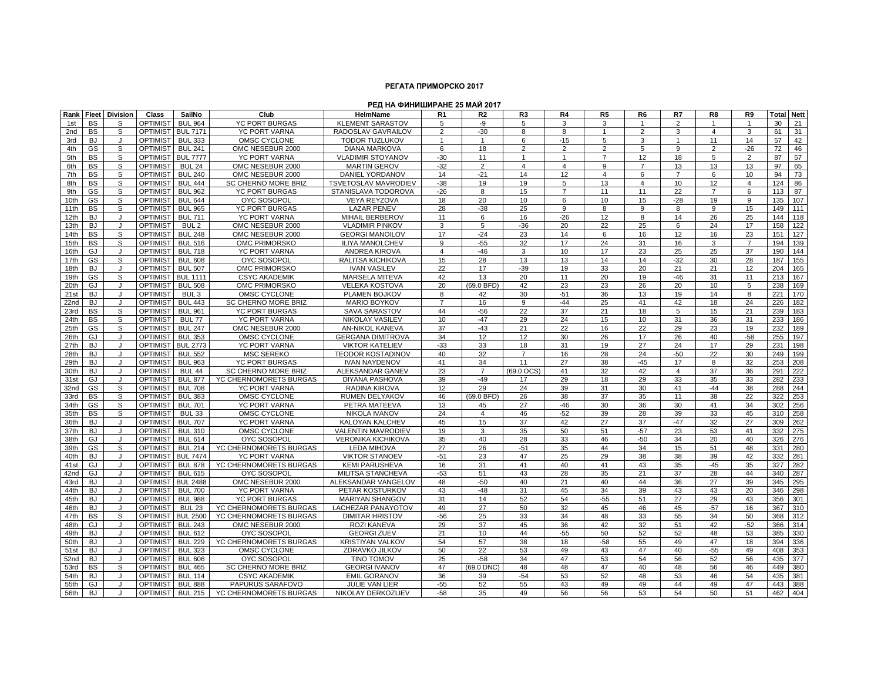# РЕГАТА ПРИМОРСКО 2017

## РЕД НА ФИНИШИРАНЕ 25 МАЙ 2017

| Rank | Fleet | Division | Class | SailNo | Club | HelmName | R1 | R2 | R3 | R4 | R5 | R6 | R7 | R8 | R9 | Total | Nett |
|---|---|---|---|---|---|---|---|---|---|---|---|---|---|---|---|---|---|
| 1st | BS | S | OPTIMIST | BUL 964 | YC PORT BURGAS | KLEMENT SARASTOV | 5 | -9 | 5 | 3 | 3 | 1 | 2 | 1 | 1 | 30 | 21 |
| 2nd | BS | S | OPTIMIST | BUL 7171 | YC PORT VARNA | RADOSLAV GAVRAILOV | 2 | -30 | 8 | 8 | 1 | 2 | 3 | 4 | 3 | 61 | 31 |
| 3rd | BJ | J | OPTIMIST | BUL 333 | OMSC CYCLONE | TODOR TUZLUKOV | 1 | 1 | 6 | -15 | 5 | 3 | 1 | 11 | 14 | 57 | 42 |
| 4th | GS | S | OPTIMIST | BUL 241 | OMC NESEBUR 2000 | DIANA MARKOVA | 6 | 18 | 2 | 2 | 2 | 5 | 9 | 2 | -26 | 72 | 46 |
| 5th | BS | S | OPTIMIST | BUL 7777 | YC PORT VARNA | VLADIMIR STOYANOV | -30 | 11 | 1 | 1 | 7 | 12 | 18 | 5 | 2 | 87 | 57 |
| 6th | BS | S | OPTIMIST | BUL 24 | OMC NESEBUR 2000 | MARTIN GEROV | -32 | 2 | 4 | 4 | 9 | 7 | 13 | 13 | 13 | 97 | 65 |
| 7th | BS | S | OPTIMIST | BUL 240 | OMC NESEBUR 2000 | DANIEL YORDANOV | 14 | -21 | 14 | 12 | 4 | 6 | 7 | 6 | 10 | 94 | 73 |
| 8th | BS | S | OPTIMIST | BUL 444 | SC CHERNO MORE BRIZ | TSVETOSLAV MAVRODIEV | -38 | 19 | 19 | 5 | 13 | 4 | 10 | 12 | 4 | 124 | 86 |
| 9th | GS | S | OPTIMIST | BUL 962 | YC PORT BURGAS | STANISLAVA TODOROVA | -26 | 8 | 15 | 7 | 11 | 11 | 22 | 7 | 6 | 113 | 87 |
| 10th | GS | S | OPTIMIST | BUL 644 | OYC SOSOPOL | VEYA REYZOVA | 18 | 20 | 10 | 6 | 10 | 15 | -28 | 19 | 9 | 135 | 107 |
| 11th | BS | S | OPTIMIST | BUL 965 | YC PORT BURGAS | LAZAR PENEV | 28 | -38 | 25 | 9 | 8 | 9 | 8 | 9 | 15 | 149 | 111 |
| 12th | BJ | J | OPTIMIST | BUL 711 | YC PORT VARNA | MIHAIL BERBEROV | 11 | 6 | 16 | -26 | 12 | 8 | 14 | 26 | 25 | 144 | 118 |
| 13th | BJ | J | OPTIMIST | BUL 2 | OMC NESEBUR 2000 | VLADIMIR PINKOV | 3 | 5 | -36 | 20 | 22 | 25 | 6 | 24 | 17 | 158 | 122 |
| 14th | BS | S | OPTIMIST | BUL 248 | OMC NESEBUR 2000 | GEORGI MANOILOV | 17 | -24 | 23 | 14 | 6 | 16 | 12 | 16 | 23 | 151 | 127 |
| 15th | BS | S | OPTIMIST | BUL 516 | OMC PRIMORSKO | ILIYA MANOLCHEV | 9 | -55 | 32 | 17 | 24 | 31 | 16 | 3 | 7 | 194 | 139 |
| 16th | GJ | J | OPTIMIST | BUL 718 | YC PORT VARNA | ANDREA KIROVA | 4 | -46 | 3 | 10 | 17 | 23 | 25 | 25 | 37 | 190 | 144 |
| 17th | GS | S | OPTIMIST | BUL 608 | OYC SOSOPOL | RALITSA KICHIKOVA | 15 | 28 | 13 | 13 | 14 | 14 | -32 | 30 | 28 | 187 | 155 |
| 18th | BJ | J | OPTIMIST | BUL 507 | OMC PRIMORSKO | IVAN VASILEV | 22 | 17 | -39 | 19 | 33 | 20 | 21 | 21 | 12 | 204 | 165 |
| 19th | GS | S | OPTIMIST | BUL 1111 | CSYC AKADEMIK | MARSELA MITEVA | 42 | 13 | 20 | 11 | 20 | 19 | -46 | 31 | 11 | 213 | 167 |
| 20th | GJ | J | OPTIMIST | BUL 508 | OMC PRIMORSKO | VELEKA KOSTOVA | 20 | (69.0 BFD) | 42 | 23 | 23 | 26 | 20 | 10 | 5 | 238 | 169 |
| 21st | BJ | J | OPTIMIST | BUL 3 | OMSC CYCLONE | PLAMEN BOJKOV | 8 | 42 | 30 | -51 | 36 | 13 | 19 | 14 | 8 | 221 | 170 |
| 22nd | BJ | J | OPTIMIST | BUL 443 | SC CHERNO MORE BRIZ | MARIO BOYKOV | 7 | 16 | 9 | -44 | 25 | 41 | 42 | 18 | 24 | 226 | 182 |
| 23rd | BS | S | OPTIMIST | BUL 961 | YC PORT BURGAS | SAVA SARASTOV | 44 | -56 | 22 | 37 | 21 | 18 | 5 | 15 | 21 | 239 | 183 |
| 24th | BS | S | OPTIMIST | BUL 77 | YC PORT VARNA | NIKOLAY VASILEV | 10 | -47 | 29 | 24 | 15 | 10 | 31 | 36 | 31 | 233 | 186 |
| 25th | GS | S | OPTIMIST | BUL 247 | OMC NESEBUR 2000 | AN-NIKOL KANEVA | 37 | -43 | 21 | 22 | 16 | 22 | 29 | 23 | 19 | 232 | 189 |
| 26th | GJ | J | OPTIMIST | BUL 353 | OMSC CYCLONE | GERGANA DIMITROVA | 34 | 12 | 12 | 30 | 26 | 17 | 26 | 40 | -58 | 255 | 197 |
| 27th | BJ | J | OPTIMIST | BUL 2773 | YC PORT VARNA | VIKTOR KATELIEV | -33 | 33 | 18 | 31 | 19 | 27 | 24 | 17 | 29 | 231 | 198 |
| 28th | BJ | J | OPTIMIST | BUL 552 | MSC SEREKO | TEODOR KOSTADINOV | 40 | 32 | 7 | 16 | 28 | 24 | -50 | 22 | 30 | 249 | 199 |
| 29th | BJ | J | OPTIMIST | BUL 963 | YC PORT BURGAS | IVAN NAYDENOV | 41 | 34 | 11 | 27 | 38 | -45 | 17 | 8 | 32 | 253 | 208 |
| 30th | BJ | J | OPTIMIST | BUL 44 | SC CHERNO MORE BRIZ | ALEKSANDAR GANEV | 23 | 7 | (69.0 OCS) | 41 | 32 | 42 | 4 | 37 | 36 | 291 | 222 |
| 31st | GJ | J | OPTIMIST | BUL 877 | YC CHERNOMORETS BURGAS | DIYANA PASHOVA | 39 | -49 | 17 | 29 | 18 | 29 | 33 | 35 | 33 | 282 | 233 |
| 32nd | GS | S | OPTIMIST | BUL 708 | YC PORT VARNA | RADINA KIROVA | 12 | 29 | 24 | 39 | 31 | 30 | 41 | -44 | 38 | 288 | 244 |
| 33rd | BS | S | OPTIMIST | BUL 383 | OMSC CYCLONE | RUMEN DELYAKOV | 46 | (69.0 BFD) | 26 | 38 | 37 | 35 | 11 | 38 | 22 | 322 | 253 |
| 34th | GS | S | OPTIMIST | BUL 701 | YC PORT VARNA | PETRA MATEEVA | 13 | 45 | 27 | -46 | 30 | 36 | 30 | 41 | 34 | 302 | 256 |
| 35th | BS | S | OPTIMIST | BUL 33 | OMSC CYCLONE | NIKOLA IVANOV | 24 | 4 | 46 | -52 | 39 | 28 | 39 | 33 | 45 | 310 | 258 |
| 36th | BJ | J | OPTIMIST | BUL 707 | YC PORT VARNA | KALOYAN KALCHEV | 45 | 15 | 37 | 42 | 27 | 37 | -47 | 32 | 27 | 309 | 262 |
| 37th | BJ | J | OPTIMIST | BUL 310 | OMSC CYCLONE | VALENTIN MAVRODIEV | 19 | 3 | 35 | 50 | 51 | -57 | 23 | 53 | 41 | 332 | 275 |
| 38th | GJ | J | OPTIMIST | BUL 614 | OYC SOSOPOL | VERONIKA KICHIKOVA | 35 | 40 | 28 | 33 | 46 | -50 | 34 | 20 | 40 | 326 | 276 |
| 39th | GS | S | OPTIMIST | BUL 214 | YC CHERNOMORETS BURGAS | LEDA MIHOVA | 27 | 26 | -51 | 35 | 44 | 34 | 15 | 51 | 48 | 331 | 280 |
| 40th | BJ | J | OPTIMIST | BUL 7474 | YC PORT VARNA | VIKTOR STANOEV | -51 | 23 | 47 | 25 | 29 | 38 | 38 | 39 | 42 | 332 | 281 |
| 41st | GJ | J | OPTIMIST | BUL 878 | YC CHERNOMORETS BURGAS | KEMI PARUSHEVA | 16 | 31 | 41 | 40 | 41 | 43 | 35 | -45 | 35 | 327 | 282 |
| 42nd | GJ | J | OPTIMIST | BUL 615 | OYC SOSOPOL | MILITSA STANCHEVA | -53 | 51 | 43 | 28 | 35 | 21 | 37 | 28 | 44 | 340 | 287 |
| 43rd | BJ | J | OPTIMIST | BUL 2488 | OMC NESEBUR 2000 | ALEKSANDAR VANGELOV | 48 | -50 | 40 | 21 | 40 | 44 | 36 | 27 | 39 | 345 | 295 |
| 44th | BJ | J | OPTIMIST | BUL 700 | YC PORT VARNA | PETAR KOSTURKOV | 43 | -48 | 31 | 45 | 34 | 39 | 43 | 43 | 20 | 346 | 298 |
| 45th | BJ | J | OPTIMIST | BUL 988 | YC PORT BURGAS | MARIYAN SHANGOV | 31 | 14 | 52 | 54 | -55 | 51 | 27 | 29 | 43 | 356 | 301 |
| 46th | BJ | J | OPTIMIST | BUL 23 | YC CHERNOMORETS BURGAS | LACHEZAR PANAYOTOV | 49 | 27 | 50 | 32 | 45 | 46 | 45 | -57 | 16 | 367 | 310 |
| 47th | BS | S | OPTIMIST | BUL 2500 | YC CHERNOMORETS BURGAS | DIMITAR HRISTOV | -56 | 25 | 33 | 34 | 48 | 33 | 55 | 34 | 50 | 368 | 312 |
| 48th | GJ | J | OPTIMIST | BUL 243 | OMC NESEBUR 2000 | ROZI KANEVA | 29 | 37 | 45 | 36 | 42 | 32 | 51 | 42 | -52 | 366 | 314 |
| 49th | BJ | J | OPTIMIST | BUL 612 | OYC SOSOPOL | GEORGI ZUEV | 21 | 10 | 44 | -55 | 50 | 52 | 52 | 48 | 53 | 385 | 330 |
| 50th | BJ | J | OPTIMIST | BUL 229 | YC CHERNOMORETS BURGAS | KRISTIYAN VALKOV | 54 | 57 | 38 | 18 | -58 | 55 | 49 | 47 | 18 | 394 | 336 |
| 51st | BJ | J | OPTIMIST | BUL 323 | OMSC CYCLONE | ZDRAVKO JILKOV | 50 | 22 | 53 | 49 | 43 | 47 | 40 | -55 | 49 | 408 | 353 |
| 52nd | BJ | J | OPTIMIST | BUL 606 | OYC SOSOPOL | TINO TOMOV | 25 | -58 | 34 | 47 | 53 | 54 | 56 | 52 | 56 | 435 | 377 |
| 53rd | BS | S | OPTIMIST | BUL 465 | SC CHERNO MORE BRIZ | GEORGI IVANOV | 47 | (69.0 DNC) | 48 | 48 | 47 | 40 | 48 | 56 | 46 | 449 | 380 |
| 54th | BJ | J | OPTIMIST | BUL 114 | CSYC AKADEMIK | EMIL GORANOV | 36 | 39 | -54 | 53 | 52 | 48 | 53 | 46 | 54 | 435 | 381 |
| 55th | GJ | J | OPTIMIST | BUL 888 | PAPURUS SARAFOVO | JULIE VAN LIER | -55 | 52 | 55 | 43 | 49 | 49 | 44 | 49 | 47 | 443 | 388 |
| 56th | BJ | J | OPTIMIST | BUL 215 | YC CHERNOMORETS BURGAS | NIKOLAY DERKOZLIEV | -58 | 35 | 49 | 56 | 56 | 53 | 54 | 50 | 51 | 462 | 404 |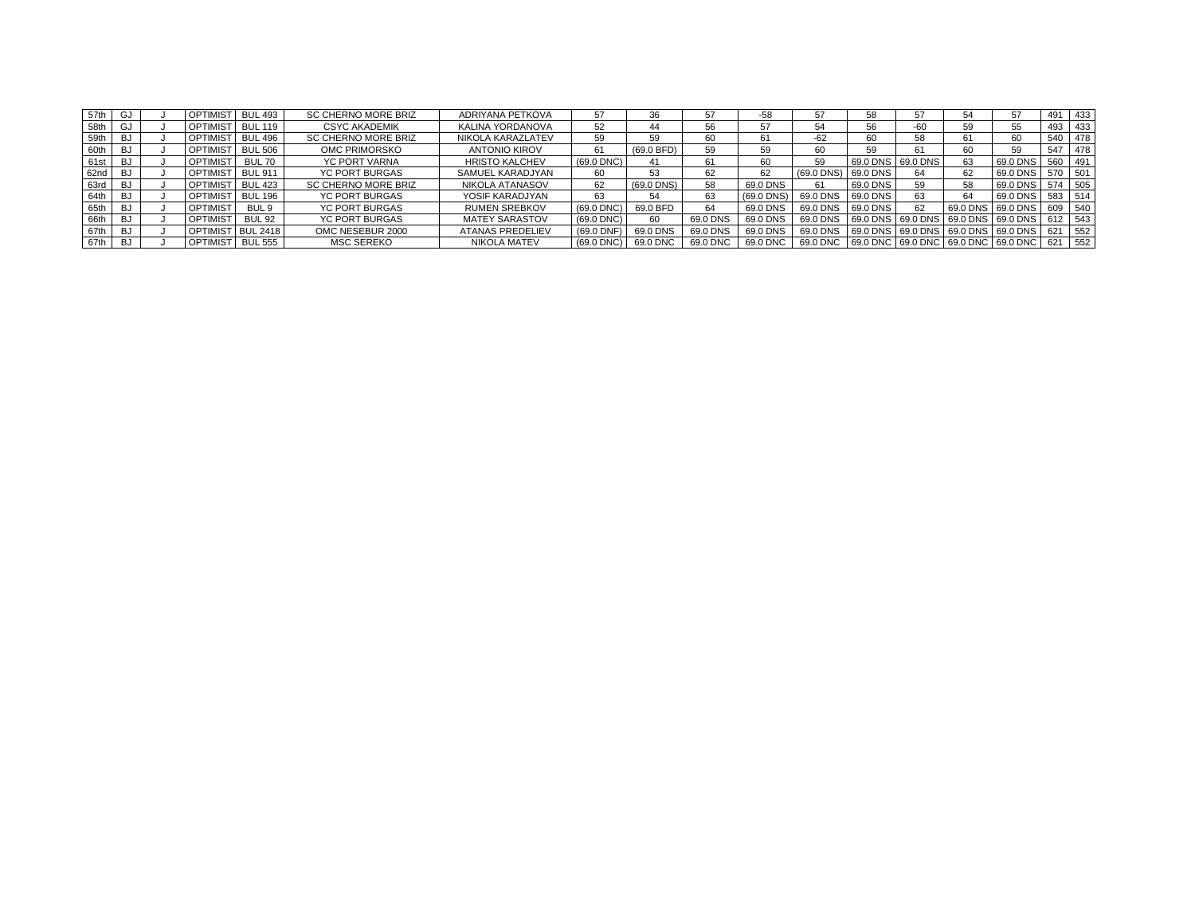| | | | | | | | | | | | | | | | | | | |
|---|---|---|---|---|---|---|---|---|---|---|---|---|---|---|---|---|---|---|
| 57th | GJ | J | OPTIMIST | BUL 493 | SC CHERNO MORE BRIZ | ADRIYANA PETKOVA | 57 | 36 | 57 | -58 | 57 | 58 | 57 | 54 | 57 | 491 | 433 |
| 58th | GJ | J | OPTIMIST | BUL 119 | CSYC AKADEMIK | KALINA YORDANOVA | 52 | 44 | 56 | 57 | 54 | 56 | -60 | 59 | 55 | 493 | 433 |
| 59th | BJ | J | OPTIMIST | BUL 496 | SC CHERNO MORE BRIZ | NIKOLA KARAZLATEV | 59 | 59 | 60 | 61 | -62 | 60 | 58 | 61 | 60 | 540 | 478 |
| 60th | BJ | J | OPTIMIST | BUL 506 | OMC PRIMORSKO | ANTONIO KIROV | 61 | (69.0 BFD) | 59 | 59 | 60 | 59 | 61 | 60 | 59 | 547 | 478 |
| 61st | BJ | J | OPTIMIST | BUL 70 | YC PORT VARNA | HRISTO KALCHEV | (69.0 DNC) | 41 | 61 | 60 | 59 | 69.0 DNS | 69.0 DNS | 63 | 69.0 DNS | 560 | 491 |
| 62nd | BJ | J | OPTIMIST | BUL 911 | YC PORT BURGAS | SAMUEL KARADJYAN | 60 | 53 | 62 | 62 | (69.0 DNS) | 69.0 DNS | 64 | 62 | 69.0 DNS | 570 | 501 |
| 63rd | BJ | J | OPTIMIST | BUL 423 | SC CHERNO MORE BRIZ | NIKOLA ATANASOV | 62 | (69.0 DNS) | 58 | 69.0 DNS | 61 | 69.0 DNS | 59 | 58 | 69.0 DNS | 574 | 505 |
| 64th | BJ | J | OPTIMIST | BUL 196 | YC PORT BURGAS | YOSIF KARADJYAN | 63 | 54 | 63 | (69.0 DNS) | 69.0 DNS | 69.0 DNS | 63 | 64 | 69.0 DNS | 583 | 514 |
| 65th | BJ | J | OPTIMIST | BUL 9 | YC PORT BURGAS | RUMEN SREBKOV | (69.0 DNC) | 69.0 BFD | 64 | 69.0 DNS | 69.0 DNS | 69.0 DNS | 62 | 69.0 DNS | 69.0 DNS | 609 | 540 |
| 66th | BJ | J | OPTIMIST | BUL 92 | YC PORT BURGAS | MATEY SARASTOV | (69.0 DNC) | 60 | 69.0 DNS | 69.0 DNS | 69.0 DNS | 69.0 DNS | 69.0 DNS | 69.0 DNS | 69.0 DNS | 612 | 543 |
| 67th | BJ | J | OPTIMIST | BUL 2418 | OMC NESEBUR 2000 | ATANAS PREDELIEV | (69.0 DNF) | 69.0 DNS | 69.0 DNS | 69.0 DNS | 69.0 DNS | 69.0 DNS | 69.0 DNS | 69.0 DNS | 69.0 DNS | 621 | 552 |
| 67th | BJ | J | OPTIMIST | BUL 555 | MSC SEREKO | NIKOLA MATEV | (69.0 DNC) | 69.0 DNC | 69.0 DNC | 69.0 DNC | 69.0 DNC | 69.0 DNC | 69.0 DNC | 69.0 DNC | 69.0 DNC | 621 | 552 |